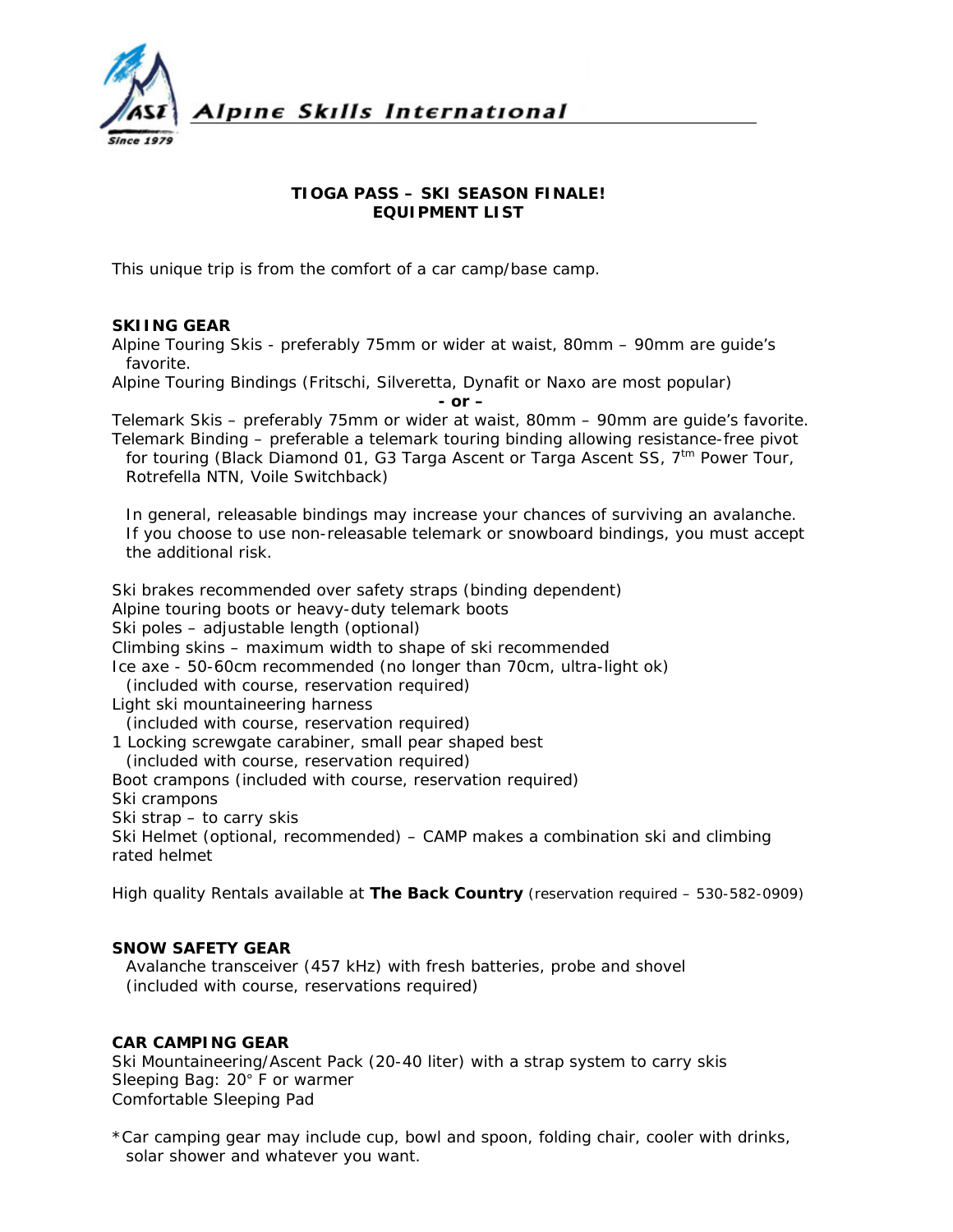Alpine Skills International

Since 1979

**TIOGA PASS – SKI SEASON FINALE!**
**EQUIPMENT LIST**

This unique trip is from the comfort of a car camp/base camp.

**SKIING GEAR**

Alpine Touring Skis - preferably 75mm or wider at waist, 80mm – 90mm are guide's favorite.
Alpine Touring Bindings (Fritschi, Silveretta, Dynafit or Naxo are most popular)

**- or –**

Telemark Skis – preferably 75mm or wider at waist, 80mm – 90mm are guide's favorite.
Telemark Binding – preferable a telemark touring binding allowing resistance-free pivot for touring (Black Diamond 01, G3 Targa Ascent or Targa Ascent SS, 7tm Power Tour, Rotrefella NTN, Voile Switchback)

In general, releasable bindings may increase your chances of surviving an avalanche. If you choose to use non-releasable telemark or snowboard bindings, you must accept the additional risk.

Ski brakes recommended over safety straps (binding dependent)
Alpine touring boots or heavy-duty telemark boots
Ski poles – adjustable length (optional)
Climbing skins – maximum width to shape of ski recommended
Ice axe - 50-60cm recommended (no longer than 70cm, ultra-light ok)
(included with course, reservation required)
Light ski mountaineering harness
(included with course, reservation required)
1 Locking screwgate carabiner, small pear shaped best
(included with course, reservation required)
Boot crampons (included with course, reservation required)
Ski crampons
Ski strap – to carry skis
Ski Helmet (optional, recommended) – CAMP makes a combination ski and climbing rated helmet

High quality Rentals available at **The Back Country** (reservation required – 530-582-0909)

**SNOW SAFETY GEAR**

Avalanche transceiver (457 kHz) with fresh batteries, probe and shovel
(included with course, reservations required)

**CAR CAMPING GEAR**

Ski Mountaineering/Ascent Pack (20-40 liter) with a strap system to carry skis
Sleeping Bag: 20° F or warmer
Comfortable Sleeping Pad

*Car camping gear may include cup, bowl and spoon, folding chair, cooler with drinks, solar shower and whatever you want.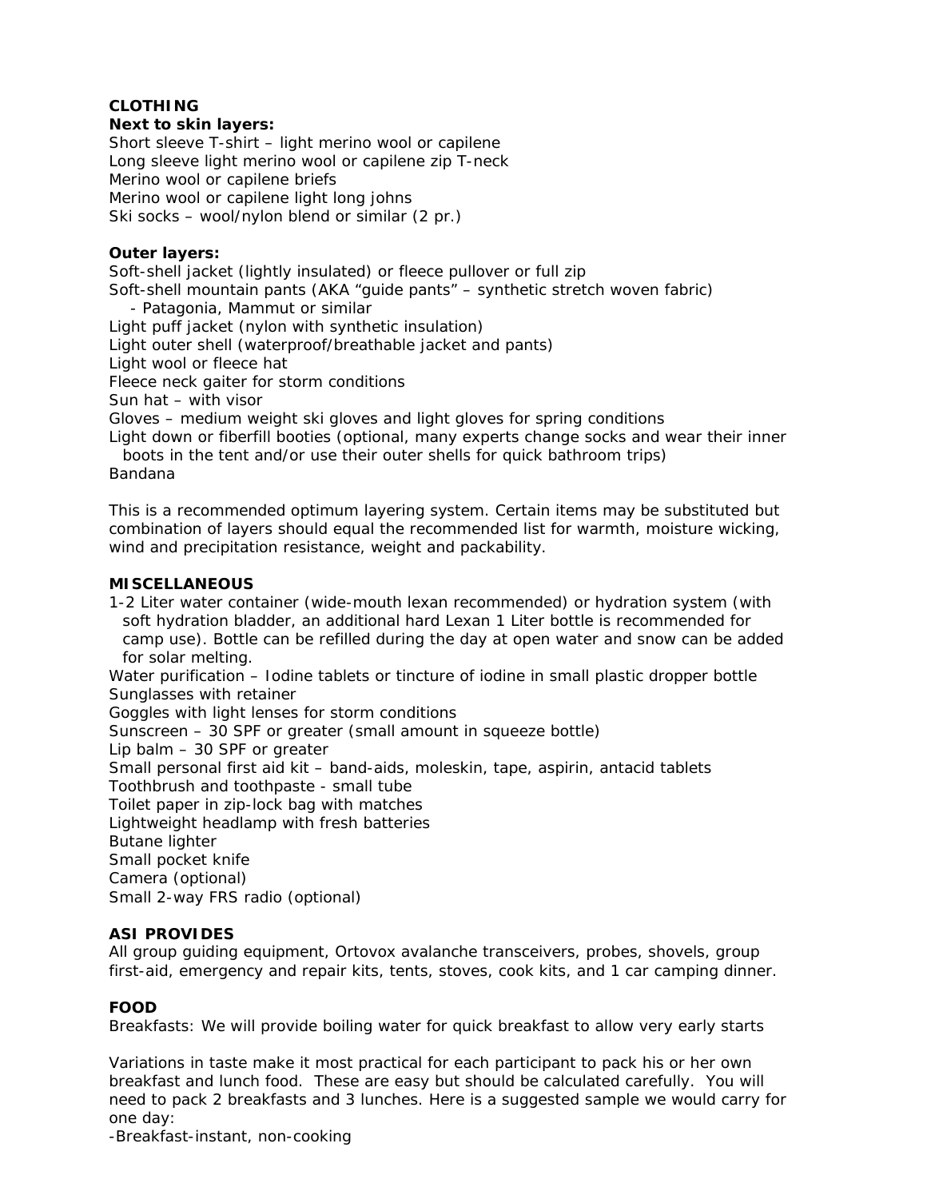**CLOTHING**

**Next to skin layers:**

Short sleeve T-shirt – light merino wool or capilene
Long sleeve light merino wool or capilene zip T-neck
Merino wool or capilene briefs
Merino wool or capilene light long johns
Ski socks – wool/nylon blend or similar (2 pr.)

**Outer layers:**

Soft-shell jacket (lightly insulated) or fleece pullover or full zip
Soft-shell mountain pants (AKA "guide pants" – synthetic stretch woven fabric)
- Patagonia, Mammut or similar

Light puff jacket (nylon with synthetic insulation)
Light outer shell (waterproof/breathable jacket and pants)
Light wool or fleece hat
Fleece neck gaiter for storm conditions
Sun hat – with visor
Gloves – medium weight ski gloves and light gloves for spring conditions
Light down or fiberfill booties (optional, many experts change socks and wear their inner boots in the tent and/or use their outer shells for quick bathroom trips)
Bandana

This is a recommended optimum layering system. Certain items may be substituted but combination of layers should equal the recommended list for warmth, moisture wicking, wind and precipitation resistance, weight and packability.

**MISCELLANEOUS**

1-2 Liter water container (wide-mouth lexan recommended) or hydration system (with soft hydration bladder, an additional hard Lexan 1 Liter bottle is recommended for camp use). Bottle can be refilled during the day at open water and snow can be added for solar melting.
Water purification – Iodine tablets or tincture of iodine in small plastic dropper bottle
Sunglasses with retainer
Goggles with light lenses for storm conditions
Sunscreen – 30 SPF or greater (small amount in squeeze bottle)
Lip balm – 30 SPF or greater
Small personal first aid kit – band-aids, moleskin, tape, aspirin, antacid tablets
Toothbrush and toothpaste - small tube
Toilet paper in zip-lock bag with matches
Lightweight headlamp with fresh batteries
Butane lighter
Small pocket knife
Camera (optional)
Small 2-way FRS radio (optional)

**ASI PROVIDES**

All group guiding equipment, Ortovox avalanche transceivers, probes, shovels, group first-aid, emergency and repair kits, tents, stoves, cook kits, and 1 car camping dinner.

**FOOD**

Breakfasts: We will provide boiling water for quick breakfast to allow very early starts

Variations in taste make it most practical for each participant to pack his or her own breakfast and lunch food. These are easy but should be calculated carefully. You will need to pack 2 breakfasts and 3 lunches. Here is a suggested sample we would carry for one day:

-Breakfast-instant, non-cooking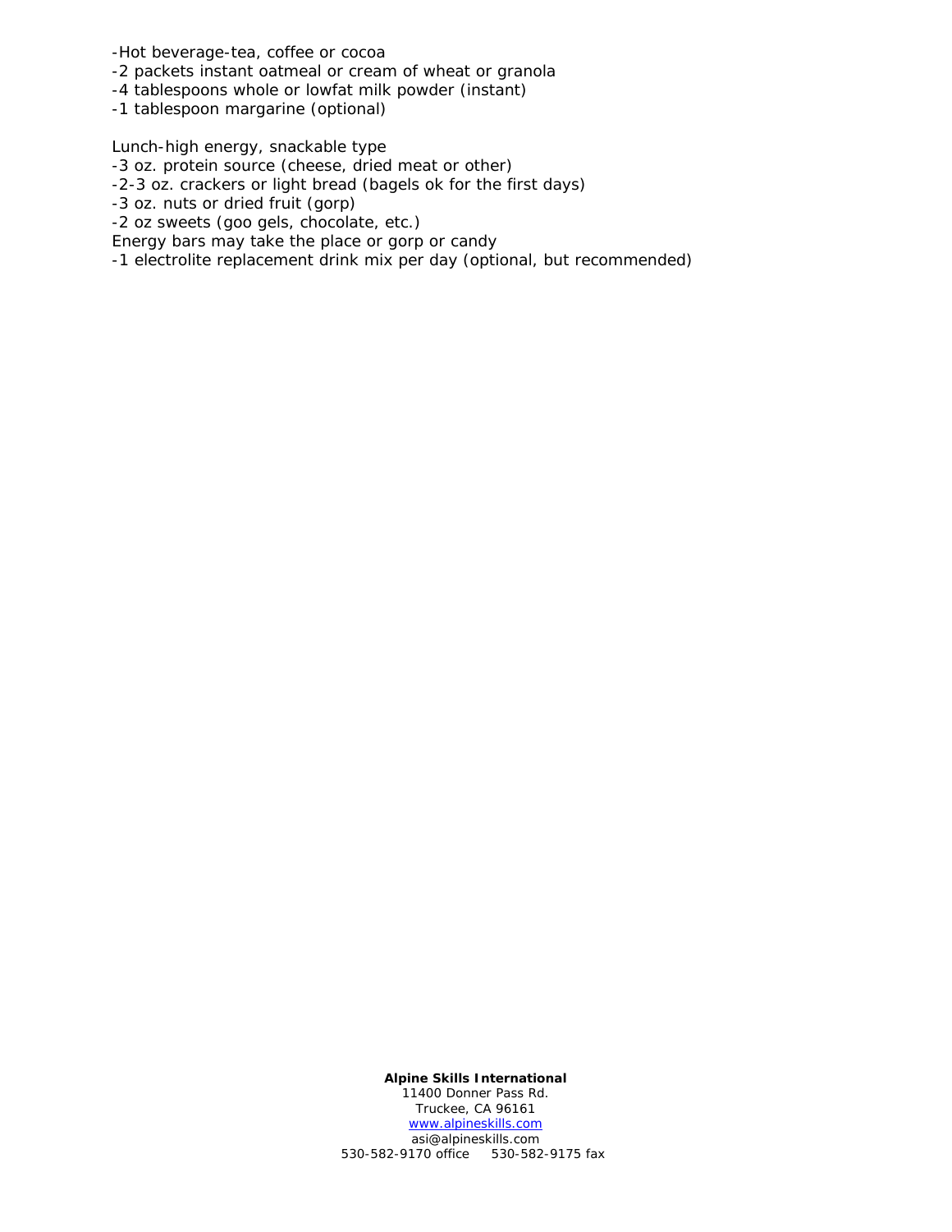-Hot beverage-tea, coffee or cocoa
-2 packets instant oatmeal or cream of wheat or granola
-4 tablespoons whole or lowfat milk powder (instant)
-1 tablespoon margarine (optional)

Lunch-high energy, snackable type
-3 oz. protein source (cheese, dried meat or other)
-2-3 oz. crackers or light bread (bagels ok for the first days)
-3 oz. nuts or dried fruit (gorp)
-2 oz sweets (goo gels, chocolate, etc.)
Energy bars may take the place or gorp or candy
-1 electrolite replacement drink mix per day (optional, but recommended)

**Alpine Skills International**
11400 Donner Pass Rd.
Truckee, CA 96161
www.alpineskills.com
asi@alpineskills.com
530-582-9170 office 530-582-9175 fax